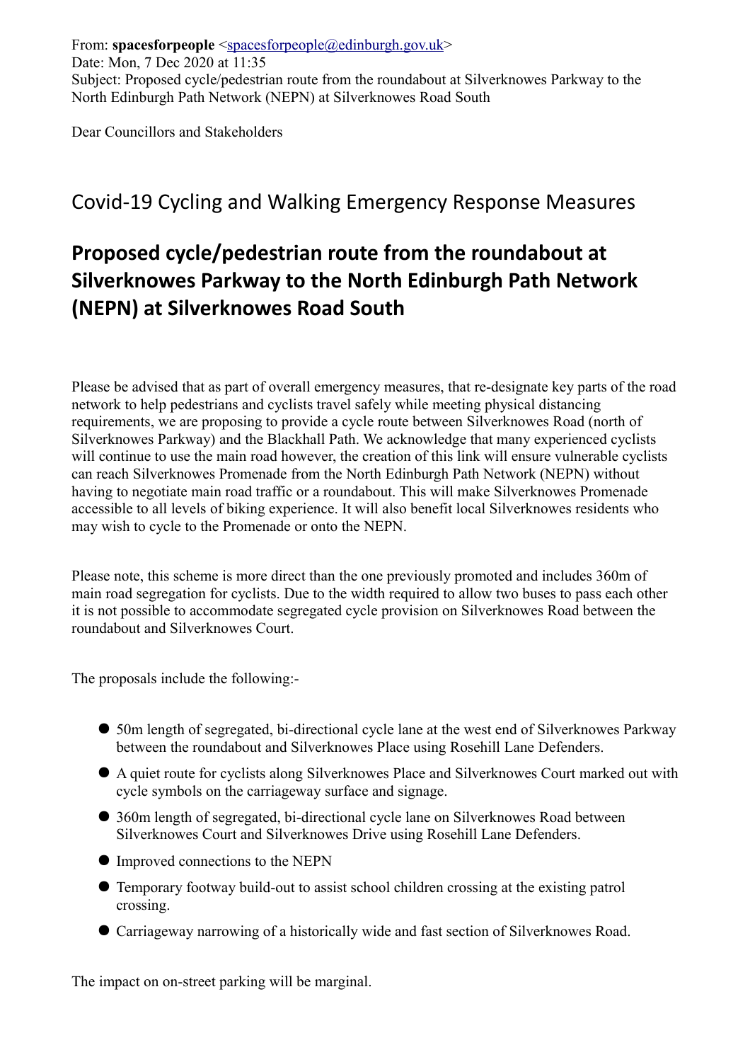From: **spacesforpeople** <spacesforpeople@edinburgh.gov.uk>
Date: Mon, 7 Dec 2020 at 11:35
Subject: Proposed cycle/pedestrian route from the roundabout at Silverknowes Parkway to the North Edinburgh Path Network (NEPN) at Silverknowes Road South

Dear Councillors and Stakeholders

## Covid-19 Cycling and Walking Emergency Response Measures

# Proposed cycle/pedestrian route from the roundabout at Silverknowes Parkway to the North Edinburgh Path Network (NEPN) at Silverknowes Road South

Please be advised that as part of overall emergency measures, that re-designate key parts of the road network to help pedestrians and cyclists travel safely while meeting physical distancing requirements, we are proposing to provide a cycle route between Silverknowes Road (north of Silverknowes Parkway) and the Blackhall Path. We acknowledge that many experienced cyclists will continue to use the main road however, the creation of this link will ensure vulnerable cyclists can reach Silverknowes Promenade from the North Edinburgh Path Network (NEPN) without having to negotiate main road traffic or a roundabout. This will make Silverknowes Promenade accessible to all levels of biking experience. It will also benefit local Silverknowes residents who may wish to cycle to the Promenade or onto the NEPN.

Please note, this scheme is more direct than the one previously promoted and includes 360m of main road segregation for cyclists. Due to the width required to allow two buses to pass each other it is not possible to accommodate segregated cycle provision on Silverknowes Road between the roundabout and Silverknowes Court.

The proposals include the following:-

- 50m length of segregated, bi-directional cycle lane at the west end of Silverknowes Parkway between the roundabout and Silverknowes Place using Rosehill Lane Defenders.
- A quiet route for cyclists along Silverknowes Place and Silverknowes Court marked out with cycle symbols on the carriageway surface and signage.
- 360m length of segregated, bi-directional cycle lane on Silverknowes Road between Silverknowes Court and Silverknowes Drive using Rosehill Lane Defenders.
- Improved connections to the NEPN
- Temporary footway build-out to assist school children crossing at the existing patrol crossing.
- Carriageway narrowing of a historically wide and fast section of Silverknowes Road.

The impact on on-street parking will be marginal.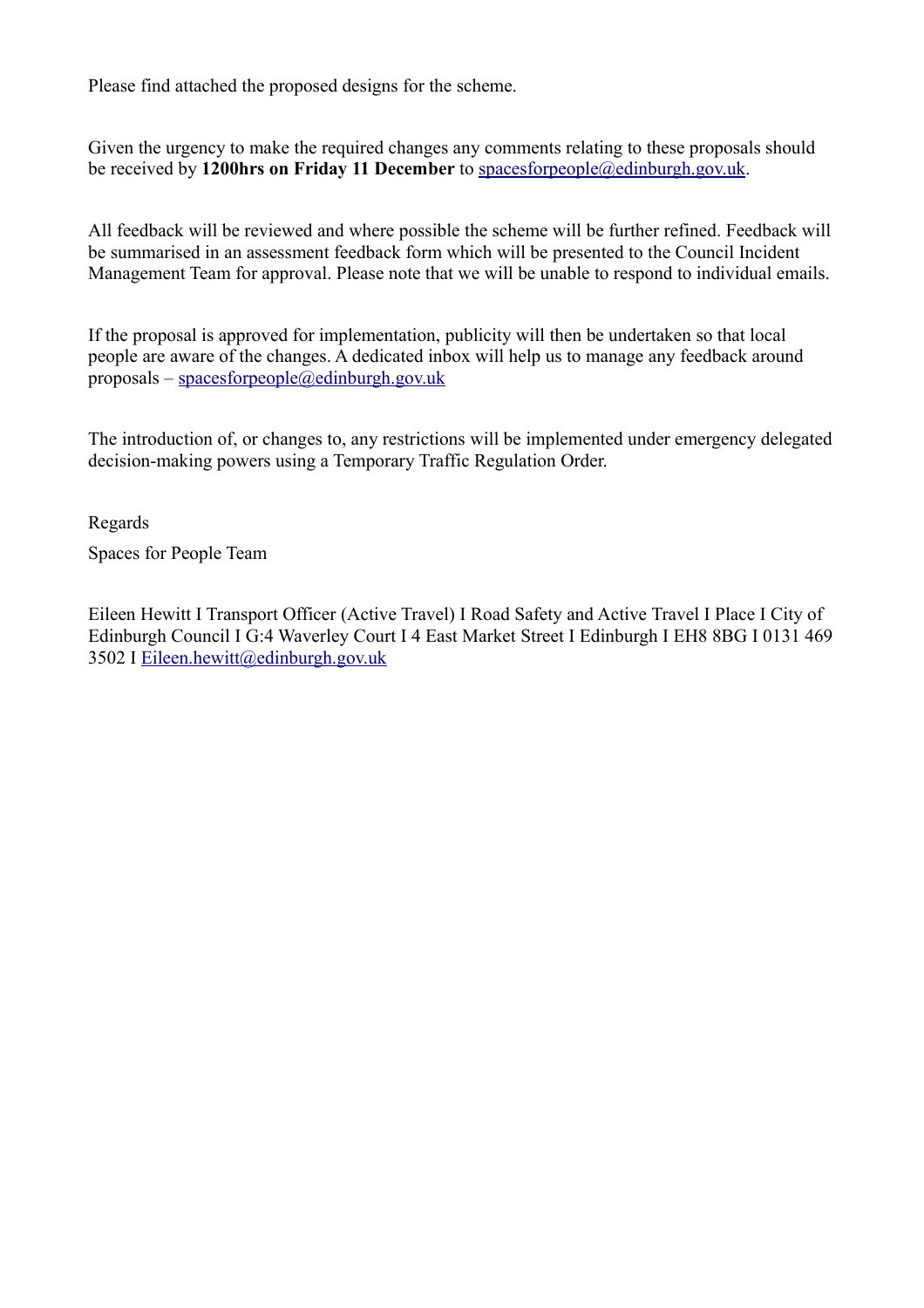Please find attached the proposed designs for the scheme.

Given the urgency to make the required changes any comments relating to these proposals should be received by **1200hrs on Friday 11 December** to spacesforpeople@edinburgh.gov.uk.

All feedback will be reviewed and where possible the scheme will be further refined. Feedback will be summarised in an assessment feedback form which will be presented to the Council Incident Management Team for approval. Please note that we will be unable to respond to individual emails.

If the proposal is approved for implementation, publicity will then be undertaken so that local people are aware of the changes. A dedicated inbox will help us to manage any feedback around proposals – spacesforpeople@edinburgh.gov.uk

The introduction of, or changes to, any restrictions will be implemented under emergency delegated decision-making powers using a Temporary Traffic Regulation Order.

Regards

Spaces for People Team

Eileen Hewitt I Transport Officer (Active Travel) I Road Safety and Active Travel I Place I City of Edinburgh Council I G:4 Waverley Court I 4 East Market Street I Edinburgh I EH8 8BG I 0131 469 3502 I Eileen.hewitt@edinburgh.gov.uk